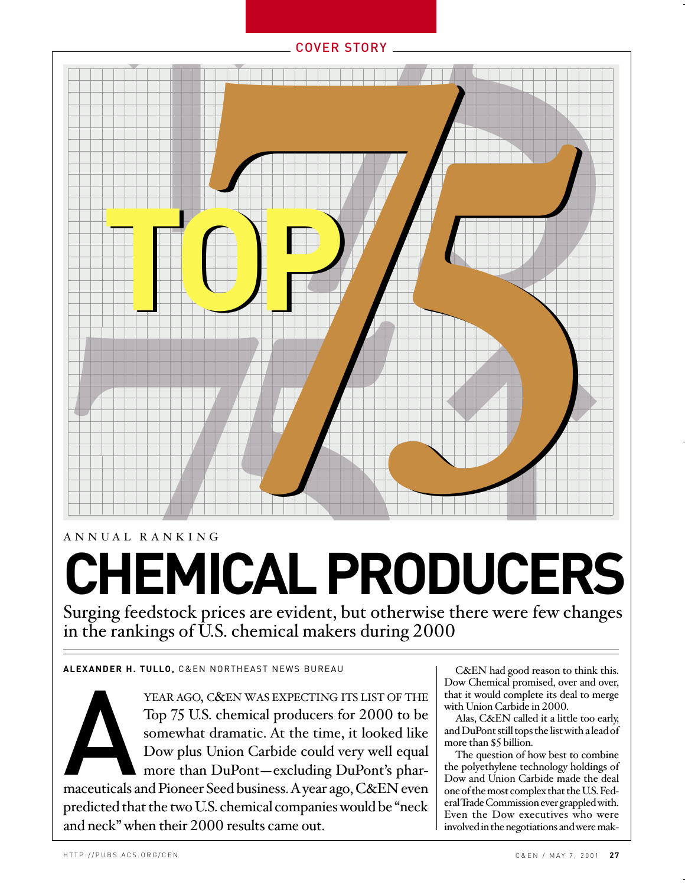COVER STORY

# TOP 75

ANNUAL RANKING

# CHEMICAL PRODUCERS

## Surging feedstock prices are evident, but otherwise there were few changes in the rankings of U.S. chemical makers during 2000

**ALEXANDER H. TULLO,** C&EN NORTHEAST NEWS BUREAU

A YEAR AGO, C&EN WAS EXPECTING ITS LIST OF THE Top 75 U.S. chemical producers for 2000 to be somewhat dramatic. At the time, it looked like Dow plus Union Carbide could very well equal more than DuPont—excluding DuPont's pharmaceuticals and Pioneer Seed business. A year ago, C&EN even predicted that the two U.S. chemical companies would be "neck and neck" when their 2000 results came out.

C&EN had good reason to think this. Dow Chemical promised, over and over, that it would complete its deal to merge with Union Carbide in 2000.

Alas, C&EN called it a little too early, and DuPont still tops the list with a lead of more than $5 billion.

The question of how best to combine the polyethylene technology holdings of Dow and Union Carbide made the deal one of the most complex that the U.S. Federal Trade Commission ever grappled with. Even the Dow executives who were involved in the negotiations and were mak-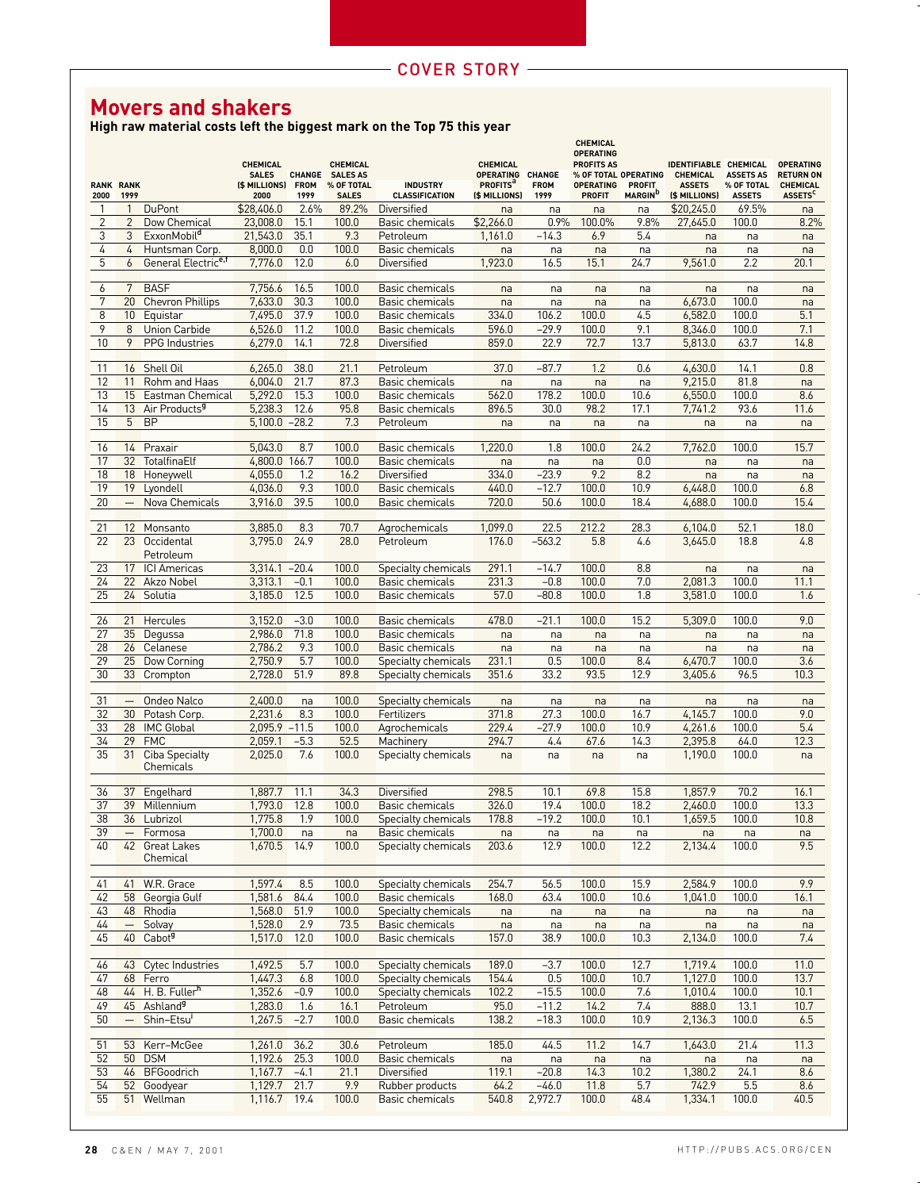COVER STORY

# Movers and shakers

**High raw material costs left the biggest mark on the Top 75 this year**

| RANK 2000 | RANK 1999 | | CHEMICAL SALES ($ MILLIONS) 2000 | CHANGE FROM 1999 | CHEMICAL SALES AS % OF TOTAL SALES | INDUSTRY CLASSIFICATION | CHEMICAL OPERATING PROFITS[a] ($ MILLIONS) | CHANGE FROM 1999 | CHEMICAL OPERATING PROFITS AS % OF TOTAL OPERATING PROFIT | OPERATING PROFIT MARGIN[b] | IDENTIFIABLE CHEMICAL ASSETS ($ MILLIONS) | CHEMICAL ASSETS AS % OF TOTAL ASSETS | OPERATING RETURN ON CHEMICAL ASSETS[c] |
|---|---|---|---|---|---|---|---|---|---|---|---|---|---|
| 1 | 1 | DuPont | $28,406.0 | 2.6% | 89.2% | Diversified | na | na | na | na | $20,245.0 | 69.5% | na |
| 2 | 2 | Dow Chemical | 23,008.0 | 15.1 | 100.0 | Basic chemicals | $2,266.0 | 0.9% | 100.0% | 9.8% | 27,645.0 | 100.0 | 8.2% |
| 3 | 3 | ExxonMobil[d] | 21,543.0 | 35.1 | 9.3 | Petroleum | 1,161.0 | −14.3 | 6.9 | 5.4 | na | na | na |
| 4 | 4 | Huntsman Corp. | 8,000.0 | 0.0 | 100.0 | Basic chemicals | na | na | na | na | na | na | na |
| 5 | 6 | General Electric[e,f] | 7,776.0 | 12.0 | 6.0 | Diversified | 1,923.0 | 16.5 | 15.1 | 24.7 | 9,561.0 | 2.2 | 20.1 |
| 6 | 7 | BASF | 7,756.6 | 16.5 | 100.0 | Basic chemicals | na | na | na | na | na | na | na |
| 7 | 20 | Chevron Phillips | 7,633.0 | 30.3 | 100.0 | Basic chemicals | na | na | na | na | 6,673.0 | 100.0 | na |
| 8 | 10 | Equistar | 7,495.0 | 37.9 | 100.0 | Basic chemicals | 334.0 | 106.2 | 100.0 | 4.5 | 6,582.0 | 100.0 | 5.1 |
| 9 | 8 | Union Carbide | 6,526.0 | 11.2 | 100.0 | Basic chemicals | 596.0 | −29.9 | 100.0 | 9.1 | 8,346.0 | 100.0 | 7.1 |
| 10 | 9 | PPG Industries | 6,279.0 | 14.1 | 72.8 | Diversified | 859.0 | 22.9 | 72.7 | 13.7 | 5,813.0 | 63.7 | 14.8 |
| 11 | 16 | Shell Oil | 6,265.0 | 38.0 | 21.1 | Petroleum | 37.0 | −87.7 | 1.2 | 0.6 | 4,630.0 | 14.1 | 0.8 |
| 12 | 11 | Rohm and Haas | 6,004.0 | 21.7 | 87.3 | Basic chemicals | na | na | na | na | 9,215.0 | 81.8 | na |
| 13 | 15 | Eastman Chemical | 5,292.0 | 15.3 | 100.0 | Basic chemicals | 562.0 | 178.2 | 100.0 | 10.6 | 6,550.0 | 100.0 | 8.6 |
| 14 | 13 | Air Products[g] | 5,238.3 | 12.6 | 95.8 | Basic chemicals | 896.5 | 30.0 | 98.2 | 17.1 | 7,741.2 | 93.6 | 11.6 |
| 15 | 5 | BP | 5,100.0 | −28.2 | 7.3 | Petroleum | na | na | na | na | na | na | na |
| 16 | 14 | Praxair | 5,043.0 | 8.7 | 100.0 | Basic chemicals | 1,220.0 | 1.8 | 100.0 | 24.2 | 7,762.0 | 100.0 | 15.7 |
| 17 | 32 | TotalfinaElf | 4,800.0 | 166.7 | 100.0 | Basic chemicals | na | na | na | 0.0 | na | na | na |
| 18 | 18 | Honeywell | 4,055.0 | 1.2 | 16.2 | Diversified | 334.0 | −23.9 | 9.2 | 8.2 | na | na | na |
| 19 | 19 | Lyondell | 4,036.0 | 9.3 | 100.0 | Basic chemicals | 440.0 | −12.7 | 100.0 | 10.9 | 6,448.0 | 100.0 | 6.8 |
| 20 | — | Nova Chemicals | 3,916.0 | 39.5 | 100.0 | Basic chemicals | 720.0 | 50.6 | 100.0 | 18.4 | 4,688.0 | 100.0 | 15.4 |
| 21 | 12 | Monsanto | 3,885.0 | 8.3 | 70.7 | Agrochemicals | 1,099.0 | 22.5 | 212.2 | 28.3 | 6,104.0 | 52.1 | 18.0 |
| 22 | 23 | Occidental Petroleum | 3,795.0 | 24.9 | 28.0 | Petroleum | 176.0 | −563.2 | 5.8 | 4.6 | 3,645.0 | 18.8 | 4.8 |
| 23 | 17 | ICI Americas | 3,314.1 | −20.4 | 100.0 | Specialty chemicals | 291.1 | −14.7 | 100.0 | 8.8 | na | na | na |
| 24 | 22 | Akzo Nobel | 3,313.1 | −0.1 | 100.0 | Basic chemicals | 231.3 | −0.8 | 100.0 | 7.0 | 2,081.3 | 100.0 | 11.1 |
| 25 | 24 | Solutia | 3,185.0 | 12.5 | 100.0 | Basic chemicals | 57.0 | −80.8 | 100.0 | 1.8 | 3,581.0 | 100.0 | 1.6 |
| 26 | 21 | Hercules | 3,152.0 | −3.0 | 100.0 | Basic chemicals | 478.0 | −21.1 | 100.0 | 15.2 | 5,309.0 | 100.0 | 9.0 |
| 27 | 35 | Degussa | 2,986.0 | 71.8 | 100.0 | Basic chemicals | na | na | na | na | na | na | na |
| 28 | 26 | Celanese | 2,786.2 | 9.3 | 100.0 | Basic chemicals | na | na | na | na | na | na | na |
| 29 | 25 | Dow Corning | 2,750.9 | 5.7 | 100.0 | Specialty chemicals | 231.1 | 0.5 | 100.0 | 8.4 | 6,470.7 | 100.0 | 3.6 |
| 30 | 33 | Crompton | 2,728.0 | 51.9 | 89.8 | Specialty chemicals | 351.6 | 33.2 | 93.5 | 12.9 | 3,405.6 | 96.5 | 10.3 |
| 31 | — | Ondeo Nalco | 2,400.0 | na | 100.0 | Specialty chemicals | na | na | na | na | na | na | na |
| 32 | 30 | Potash Corp. | 2,231.6 | 8.3 | 100.0 | Fertilizers | 371.8 | 27.3 | 100.0 | 16.7 | 4,145.7 | 100.0 | 9.0 |
| 33 | 28 | IMC Global | 2,095.9 | −11.5 | 100.0 | Agrochemicals | 229.4 | −27.9 | 100.0 | 10.9 | 4,261.6 | 100.0 | 5.4 |
| 34 | 29 | FMC | 2,059.1 | −5.3 | 52.5 | Machinery | 294.7 | 4.4 | 67.6 | 14.3 | 2,395.8 | 64.0 | 12.3 |
| 35 | 31 | Ciba Specialty Chemicals | 2,025.0 | 7.6 | 100.0 | Specialty chemicals | na | na | na | na | 1,190.0 | 100.0 | na |
| 36 | 37 | Engelhard | 1,887.7 | 11.1 | 34.3 | Diversified | 298.5 | 10.1 | 69.8 | 15.8 | 1,857.9 | 70.2 | 16.1 |
| 37 | 39 | Millennium | 1,793.0 | 12.8 | 100.0 | Basic chemicals | 326.0 | 19.4 | 100.0 | 18.2 | 2,460.0 | 100.0 | 13.3 |
| 38 | 36 | Lubrizol | 1,775.8 | 1.9 | 100.0 | Specialty chemicals | 178.8 | −19.2 | 100.0 | 10.1 | 1,659.5 | 100.0 | 10.8 |
| 39 | — | Formosa | 1,700.0 | na | na | Basic chemicals | na | na | na | na | na | na | na |
| 40 | 42 | Great Lakes Chemical | 1,670.5 | 14.9 | 100.0 | Specialty chemicals | 203.6 | 12.9 | 100.0 | 12.2 | 2,134.4 | 100.0 | 9.5 |
| 41 | 41 | W.R. Grace | 1,597.4 | 8.5 | 100.0 | Specialty chemicals | 254.7 | 56.5 | 100.0 | 15.9 | 2,584.9 | 100.0 | 9.9 |
| 42 | 58 | Georgia Gulf | 1,581.6 | 84.4 | 100.0 | Basic chemicals | 168.0 | 63.4 | 100.0 | 10.6 | 1,041.0 | 100.0 | 16.1 |
| 43 | 48 | Rhodia | 1,568.0 | 51.9 | 100.0 | Specialty chemicals | na | na | na | na | na | na | na |
| 44 | — | Solvay | 1,528.0 | 2.9 | 73.5 | Basic chemicals | na | na | na | na | na | na | na |
| 45 | 40 | Cabot[g] | 1,517.0 | 12.0 | 100.0 | Basic chemicals | 157.0 | 38.9 | 100.0 | 10.3 | 2,134.0 | 100.0 | 7.4 |
| 46 | 43 | Cytec Industries | 1,492.5 | 5.7 | 100.0 | Specialty chemicals | 189.0 | −3.7 | 100.0 | 12.7 | 1,719.4 | 100.0 | 11.0 |
| 47 | 68 | Ferro | 1,447.3 | 6.8 | 100.0 | Specialty chemicals | 154.4 | 0.5 | 100.0 | 10.7 | 1,127.0 | 100.0 | 13.7 |
| 48 | 44 | H. B. Fuller[h] | 1,352.6 | −0.9 | 100.0 | Specialty chemicals | 102.2 | −15.5 | 100.0 | 7.6 | 1,010.4 | 100.0 | 10.1 |
| 49 | 45 | Ashland[g] | 1,283.0 | 1.6 | 16.1 | Petroleum | 95.0 | −11.2 | 14.2 | 7.4 | 888.0 | 13.1 | 10.7 |
| 50 | — | Shin-Etsu[i] | 1,267.5 | −2.7 | 100.0 | Basic chemicals | 138.2 | −18.3 | 100.0 | 10.9 | 2,136.3 | 100.0 | 6.5 |
| 51 | 53 | Kerr-McGee | 1,261.0 | 36.2 | 30.6 | Petroleum | 185.0 | 44.5 | 11.2 | 14.7 | 1,643.0 | 21.4 | 11.3 |
| 52 | 50 | DSM | 1,192.6 | 25.3 | 100.0 | Basic chemicals | na | na | na | na | na | na | na |
| 53 | 46 | BFGoodrich | 1,167.7 | −4.1 | 21.1 | Diversified | 119.1 | −20.8 | 14.3 | 10.2 | 1,380.2 | 24.1 | 8.6 |
| 54 | 52 | Goodyear | 1,129.7 | 21.7 | 9.9 | Rubber products | 64.2 | −46.0 | 11.8 | 5.7 | 742.9 | 5.5 | 8.6 |
| 55 | 51 | Wellman | 1,116.7 | 19.4 | 100.0 | Basic chemicals | 540.8 | 2,972.7 | 100.0 | 48.4 | 1,334.1 | 100.0 | 40.5 |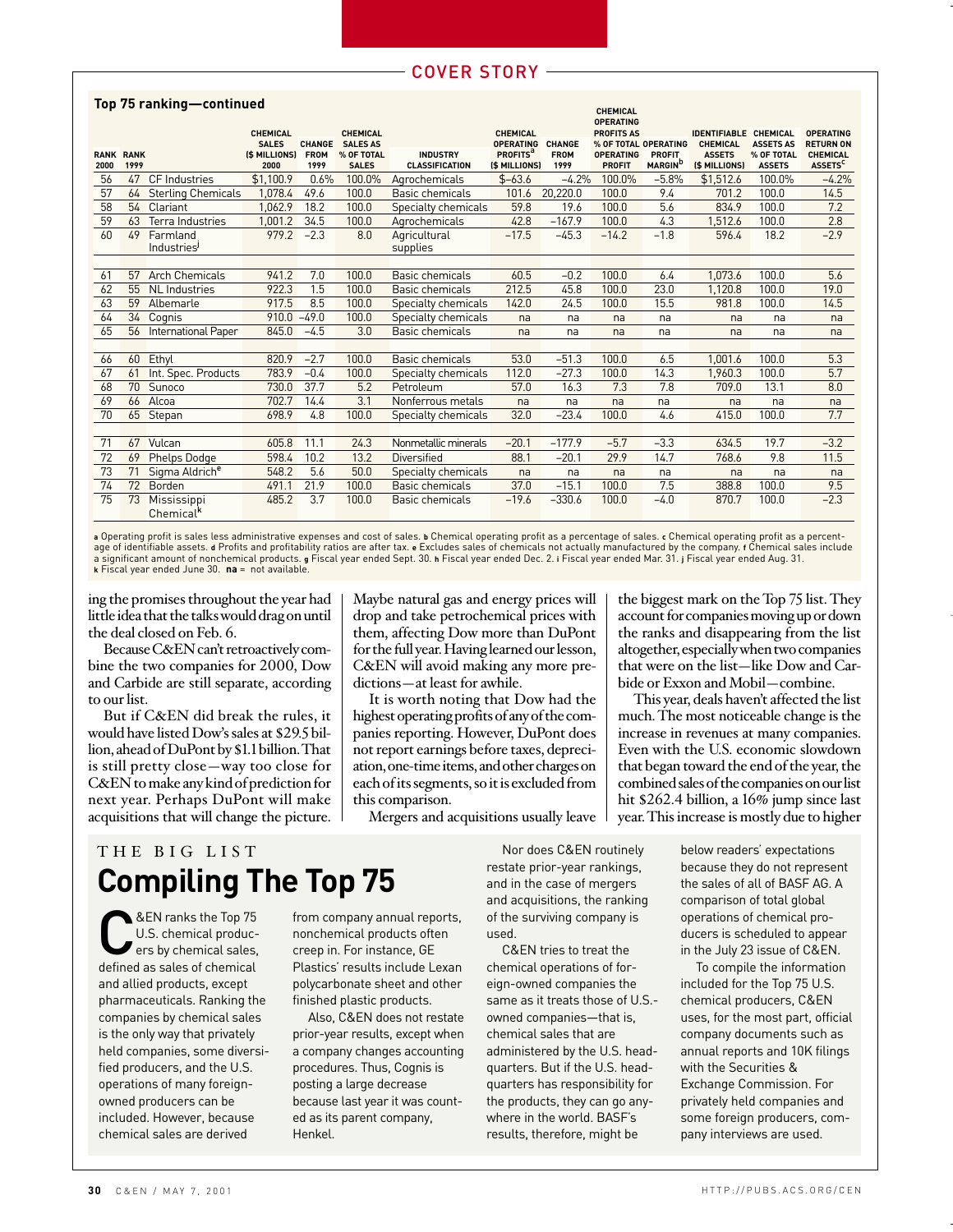## Top 75 ranking—continued

| RANK 2000 | RANK 1999 | | CHEMICAL SALES ($ MILLIONS) 2000 | CHANGE FROM 1999 | CHEMICAL SALES AS % OF TOTAL SALES | INDUSTRY CLASSIFICATION | CHEMICAL OPERATING PROFITS[a] ($ MILLIONS) | CHANGE FROM 1999 | CHEMICAL OPERATING PROFITS AS % OF TOTAL OPERATING PROFIT | OPERATING PROFIT MARGIN[b] | IDENTIFIABLE CHEMICAL ASSETS ($ MILLIONS) | CHEMICAL ASSETS AS % OF TOTAL ASSETS | OPERATING RETURN ON CHEMICAL ASSETS[c] |
|---|---|---|---|---|---|---|---|---|---|---|---|---|---|
| 56 | 47 | CF Industries | $1,100.9 | 0.6% | 100.0% | Agrochemicals | $–63.6 | –4.2% | 100.0% | –5.8% | $1,512.6 | 100.0% | –4.2% |
| 57 | 64 | Sterling Chemicals | 1,078.4 | 49.6 | 100.0 | Basic chemicals | 101.6 | 20,220.0 | 100.0 | 9.4 | 701.2 | 100.0 | 14.5 |
| 58 | 54 | Clariant | 1,062.9 | 18.2 | 100.0 | Specialty chemicals | 59.8 | 19.6 | 100.0 | 5.6 | 834.9 | 100.0 | 7.2 |
| 59 | 63 | Terra Industries | 1,001.2 | 34.5 | 100.0 | Agrochemicals | 42.8 | –167.9 | 100.0 | 4.3 | 1,512.6 | 100.0 | 2.8 |
| 60 | 49 | Farmland Industries[j] | 979.2 | –2.3 | 8.0 | Agricultural supplies | –17.5 | –45.3 | –14.2 | –1.8 | 596.4 | 18.2 | –2.9 |
| 61 | 57 | Arch Chemicals | 941.2 | 7.0 | 100.0 | Basic chemicals | 60.5 | –0.2 | 100.0 | 6.4 | 1,073.6 | 100.0 | 5.6 |
| 62 | 55 | NL Industries | 922.3 | 1.5 | 100.0 | Basic chemicals | 212.5 | 45.8 | 100.0 | 23.0 | 1,120.8 | 100.0 | 19.0 |
| 63 | 59 | Albemarle | 917.5 | 8.5 | 100.0 | Specialty chemicals | 142.0 | 24.5 | 100.0 | 15.5 | 981.8 | 100.0 | 14.5 |
| 64 | 34 | Cognis | 910.0 | –49.0 | 100.0 | Specialty chemicals | na | na | na | na | na | na | na |
| 65 | 56 | International Paper | 845.0 | –4.5 | 3.0 | Basic chemicals | na | na | na | na | na | na | na |
| 66 | 60 | Ethyl | 820.9 | –2.7 | 100.0 | Basic chemicals | 53.0 | –51.3 | 100.0 | 6.5 | 1,001.6 | 100.0 | 5.3 |
| 67 | 61 | Int. Spec. Products | 783.9 | –0.4 | 100.0 | Specialty chemicals | 112.0 | –27.3 | 100.0 | 14.3 | 1,960.3 | 100.0 | 5.7 |
| 68 | 70 | Sunoco | 730.0 | 37.7 | 5.2 | Petroleum | 57.0 | 16.3 | 7.3 | 7.8 | 709.0 | 13.1 | 8.0 |
| 69 | 66 | Alcoa | 702.7 | 14.4 | 3.1 | Nonferrous metals | na | na | na | na | na | na | na |
| 70 | 65 | Stepan | 698.9 | 4.8 | 100.0 | Specialty chemicals | 32.0 | –23.4 | 100.0 | 4.6 | 415.0 | 100.0 | 7.7 |
| 71 | 67 | Vulcan | 605.8 | 11.1 | 24.3 | Nonmetallic minerals | –20.1 | –177.9 | –5.7 | –3.3 | 634.5 | 19.7 | –3.2 |
| 72 | 69 | Phelps Dodge | 598.4 | 10.2 | 13.2 | Diversified | 88.1 | –20.1 | 29.9 | 14.7 | 768.6 | 9.8 | 11.5 |
| 73 | 71 | Sigma Aldrich[e] | 548.2 | 5.6 | 50.0 | Specialty chemicals | na | na | na | na | na | na | na |
| 74 | 72 | Borden | 491.1 | 21.9 | 100.0 | Basic chemicals | 37.0 | –15.1 | 100.0 | 7.5 | 388.8 | 100.0 | 9.5 |
| 75 | 73 | Mississippi Chemical[k] | 485.2 | 3.7 | 100.0 | Basic chemicals | –19.6 | –330.6 | 100.0 | –4.0 | 870.7 | 100.0 | –2.3 |

a Operating profit is sales less administrative expenses and cost of sales. b Chemical operating profit as a percentage of sales. c Chemical operating profit as a percentage of identifiable assets. d Profits and profitability ratios are after tax. e Excludes sales of chemicals not actually manufactured by the company. f Chemical sales include a significant amount of nonchemical products. g Fiscal year ended Sept. 30. h Fiscal year ended Dec. 2. i Fiscal year ended Mar. 31. j Fiscal year ended Aug. 31. k Fiscal year ended June 30. **na** = not available.

ing the promises throughout the year had little idea that the talks would drag on until the deal closed on Feb. 6.

Because C&EN can't retroactively combine the two companies for 2000, Dow and Carbide are still separate, according to our list.

But if C&EN did break the rules, it would have listed Dow's sales at $29.5 billion, ahead of DuPont by $1.1 billion. That is still pretty close—way too close for C&EN to make any kind of prediction for next year. Perhaps DuPont will make acquisitions that will change the picture. Maybe natural gas and energy prices will drop and take petrochemical prices with them, affecting Dow more than DuPont for the full year. Having learned our lesson, C&EN will avoid making any more predictions—at least for awhile.

It is worth noting that Dow had the highest operating profits of any of the companies reporting. However, DuPont does not report earnings before taxes, depreciation, one-time items, and other charges on each of its segments, so it is excluded from this comparison.

Mergers and acquisitions usually leave the biggest mark on the Top 75 list. They account for companies moving up or down the ranks and disappearing from the list altogether, especially when two companies that were on the list—like Dow and Carbide or Exxon and Mobil—combine.

This year, deals haven't affected the list much. The most noticeable change is the increase in revenues at many companies. Even with the U.S. economic slowdown that began toward the end of the year, the combined sales of the companies on our list hit $262.4 billion, a 16% jump since last year. This increase is mostly due to higher

THE BIG LIST

## Compiling The Top 75

C&EN ranks the Top 75 U.S. chemical producers by chemical sales, defined as sales of chemical and allied products, except pharmaceuticals. Ranking the companies by chemical sales is the only way that privately held companies, some diversified producers, and the U.S. operations of many foreign-owned producers can be included. However, because chemical sales are derived from company annual reports, nonchemical products often creep in. For instance, GE Plastics' results include Lexan polycarbonate sheet and other finished plastic products.

Also, C&EN does not restate prior-year results, except when a company changes accounting procedures. Thus, Cognis is posting a large decrease because last year it was counted as its parent company, Henkel.

Nor does C&EN routinely restate prior-year rankings, and in the case of mergers and acquisitions, the ranking of the surviving company is used.

C&EN tries to treat the chemical operations of foreign-owned companies the same as it treats those of U.S.-owned companies—that is, chemical sales that are administered by the U.S. headquarters. But if the U.S. headquarters has responsibility for the products, they can go anywhere in the world. BASF's results, therefore, might be below readers' expectations because they do not represent the sales of all of BASF AG. A comparison of total global operations of chemical producers is scheduled to appear in the July 23 issue of C&EN.

To compile the information included for the Top 75 U.S. chemical producers, C&EN uses, for the most part, official company documents such as annual reports and 10K filings with the Securities & Exchange Commission. For privately held companies and some foreign producers, company interviews are used.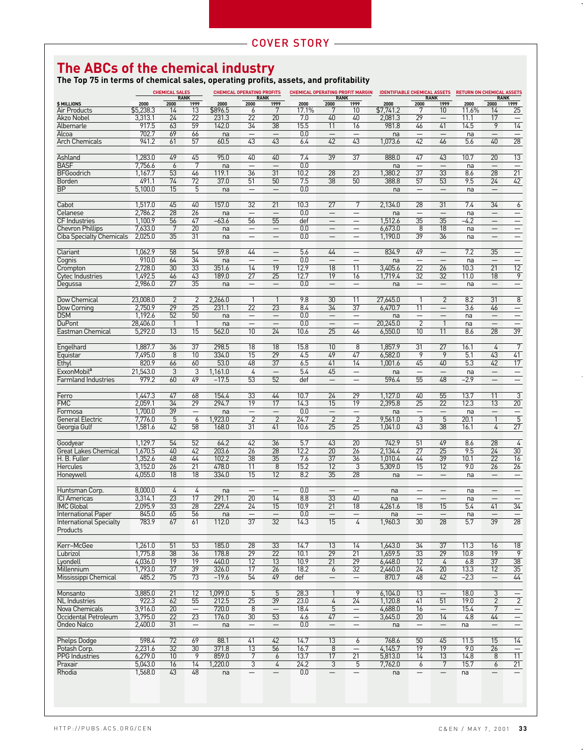# The ABCs of the chemical industry

**The Top 75 in terms of chemical sales, operating profits, assets, and profitability**

| $ MILLIONS | CHEMICAL SALES 2000 | RANK 2000 | RANK 1999 | CHEMICAL OPERATING PROFITS 2000 | RANK 2000 | RANK 1999 | CHEMICAL OPERATING PROFIT MARGIN 2000 | RANK 2000 | RANK 1999 | IDENTIFIABLE CHEMICAL ASSETS 2000 | RANK 2000 | RANK 1999 | RETURN ON CHEMICAL ASSETS 2000 | RANK 2000 | RANK 1999 |
|---|---|---|---|---|---|---|---|---|---|---|---|---|---|---|---|
| Air Products | $5,238.3 | 14 | 13 | $896.5 | 6 | 7 | 17.1% | 7 | 10 | $7,741.2 | 7 | 10 | 11.6% | 14 | 25 |
| Akzo Nobel | 3,313.1 | 24 | 22 | 231.3 | 22 | 20 | 7.0 | 40 | 40 | 2,081.3 | 29 | — | 11.1 | 17 | — |
| Albemarle | 917.5 | 63 | 59 | 142.0 | 34 | 38 | 15.5 | 11 | 16 | 981.8 | 46 | 41 | 14.5 | 9 | 14 |
| Alcoa | 702.7 | 69 | 66 | na | — | — | 0.0 | — | — | na | — | — | na | — | — |
| Arch Chemicals | 941.2 | 61 | 57 | 60.5 | 43 | 43 | 6.4 | 42 | 43 | 1,073.6 | 42 | 46 | 5.6 | 40 | 28 |
| Ashland | 1,283.0 | 49 | 45 | 95.0 | 40 | 40 | 7.4 | 39 | 37 | 888.0 | 47 | 43 | 10.7 | 20 | 13 |
| BASF | 7,756.6 | 6 | 7 | na | — | — | 0.0 | | | na | — | — | na | — | — |
| BFGoodrich | 1,167.7 | 53 | 46 | 119.1 | 36 | 31 | 10.2 | 28 | 23 | 1,380.2 | 37 | 33 | 8.6 | 28 | 21 |
| Borden | 491.1 | 74 | 72 | 37.0 | 51 | 50 | 7.5 | 38 | 50 | 388.8 | 57 | 53 | 9.5 | 24 | 42 |
| BP | 5,100.0 | 15 | 5 | na | — | — | 0.0 | | | na | — | — | na | — | |
| Cabot | 1,517.0 | 45 | 40 | 157.0 | 32 | 21 | 10.3 | 27 | 7 | 2,134.0 | 28 | 31 | 7.4 | 34 | 6 |
| Celanese | 2,786.2 | 28 | 26 | na | — | — | 0.0 | — | — | na | — | — | na | — | — |
| CF Industries | 1,100.9 | 56 | 47 | −63.6 | 56 | 55 | def | — | — | 1,512.6 | 35 | 35 | −4.2 | — | — |
| Chevron Phillips | 7,633.0 | 7 | 20 | na | — | — | 0.0 | — | — | 6,673.0 | 8 | 18 | na | — | — |
| Ciba Specialty Chemicals | 2,025.0 | 35 | 31 | na | — | — | 0.0 | — | — | 1,190.0 | 39 | 36 | na | — | — |
| Clariant | 1,062.9 | 58 | 54 | 59.8 | 44 | — | 5.6 | 44 | — | 834.9 | 49 | — | 7.2 | 35 | — |
| Cognis | 910.0 | 64 | 34 | na | — | — | 0.0 | — | — | na | — | — | na | — | — |
| Crompton | 2,728.0 | 30 | 33 | 351.6 | 14 | 19 | 12.9 | 18 | 11 | 3,405.6 | 22 | 26 | 10.3 | 21 | 12 |
| Cytec Industries | 1,492.5 | 46 | 43 | 189.0 | 27 | 25 | 12.7 | 19 | 16 | 1,719.4 | 32 | 32 | 11.0 | 18 | 9 |
| Degussa | 2,986.0 | 27 | 35 | na | — | — | 0.0 | — | — | na | — | — | na | — | — |
| Dow Chemical | 23,008.0 | 2 | 2 | 2,266.0 | 1 | 1 | 9.8 | 30 | 11 | 27,645.0 | 1 | 2 | 8.2 | 31 | 8 |
| Dow Corning | 2,750.9 | 29 | 25 | 231.1 | 22 | 23 | 8.4 | 34 | 37 | 6,470.7 | 11 | — | 3.6 | 46 | — |
| DSM | 1,192.6 | 52 | 50 | na | — | — | 0.0 | — | — | na | — | — | na | — | — |
| DuPont | 28,406.0 | 1 | 1 | na | — | — | 0.0 | — | — | 20,245.0 | 2 | 1 | na | — | — |
| Eastman Chemical | 5,292.0 | 13 | 15 | 562.0 | 10 | 24 | 10.6 | 25 | 46 | 6,550.0 | 10 | 11 | 8.6 | 28 | 39 |
| Engelhard | 1,887.7 | 36 | 37 | 298.5 | 18 | 18 | 15.8 | 10 | 8 | 1,857.9 | 31 | 27 | 16.1 | 4 | 7 |
| Equistar | 7,495.0 | 8 | 10 | 334.0 | 15 | 29 | 4.5 | 49 | 47 | 6,582.0 | 9 | 9 | 5.1 | 43 | 41 |
| Ethyl | 820.9 | 66 | 60 | 53.0 | 48 | 37 | 6.5 | 41 | 14 | 1,001.6 | 45 | 40 | 5.3 | 42 | 17 |
| ExxonMobil[a] | 21,543.0 | 3 | 3 | 1,161.0 | 4 | — | 5.4 | 45 | — | na | — | — | na | — | — |
| Farmland Industries | 979.2 | 60 | 49 | −17.5 | 53 | 52 | def | — | — | 596.4 | 55 | 48 | −2.9 | — | — |
| Ferro | 1,447.3 | 47 | 68 | 154.4 | 33 | 44 | 10.7 | 24 | 29 | 1,127.0 | 40 | 55 | 13.7 | 11 | 3 |
| FMC | 2,059.1 | 34 | 29 | 294.7 | 19 | 17 | 14.3 | 15 | 19 | 2,395.8 | 25 | 22 | 12.3 | 13 | 20 |
| Formosa | 1,700.0 | 39 | — | na | — | — | 0.0 | — | — | na | — | — | na | — | — |
| General Electric | 7,776.0 | 5 | 6 | 1,923.0 | 2 | 2 | 24.7 | 2 | 2 | 9,561.0 | 3 | 5 | 20.1 | 1 | 5 |
| Georgia Gulf | 1,581.6 | 42 | 58 | 168.0 | 31 | 41 | 10.6 | 25 | 25 | 1,041.0 | 43 | 38 | 16.1 | 4 | 27 |
| Goodyear | 1,129.7 | 54 | 52 | 64.2 | 42 | 36 | 5.7 | 43 | 20 | 742.9 | 51 | 49 | 8.6 | 28 | 4 |
| Great Lakes Chemical | 1,670.5 | 40 | 42 | 203.6 | 26 | 28 | 12.2 | 20 | 26 | 2,134.4 | 27 | 25 | 9.5 | 24 | 30 |
| H. B. Fuller | 1,352.6 | 48 | 44 | 102.2 | 38 | 35 | 7.6 | 37 | 36 | 1,010.4 | 44 | 39 | 10.1 | 22 | 16 |
| Hercules | 3,152.0 | 26 | 21 | 478.0 | 11 | 8 | 15.2 | 12 | 3 | 5,309.0 | 15 | 12 | 9.0 | 26 | 26 |
| Honeywell | 4,055.0 | 18 | 18 | 334.0 | 15 | 12 | 8.2 | 35 | 28 | na | — | — | na | — | — |
| Huntsman Corp. | 8,000.0 | 4 | 4 | na | — | — | 0.0 | — | — | na | — | — | na | — | — |
| ICI Americas | 3,314.1 | 23 | 17 | 291.1 | 20 | 14 | 8.8 | 33 | 40 | na | — | — | na | — | — |
| IMC Global | 2,095.9 | 33 | 28 | 229.4 | 24 | 15 | 10.9 | 21 | 18 | 4,261.6 | 18 | 15 | 5.4 | 41 | 34 |
| International Paper | 845.0 | 65 | 56 | na | — | — | 0.0 | — | — | na | — | — | na | — | — |
| International Specialty Products | 783.9 | 67 | 61 | 112.0 | 37 | 32 | 14.3 | 15 | 4 | 1,960.3 | 30 | 28 | 5.7 | 39 | 28 |
| Kerr-McGee | 1,261.0 | 51 | 53 | 185.0 | 28 | 33 | 14.7 | 13 | 14 | 1,643.0 | 34 | 37 | 11.3 | 16 | 18 |
| Lubrizol | 1,775.8 | 38 | 36 | 178.8 | 29 | 22 | 10.1 | 29 | 21 | 1,659.5 | 33 | 29 | 10.8 | 19 | 9 |
| Lyondell | 4,036.0 | 19 | 19 | 440.0 | 12 | 13 | 10.9 | 21 | 29 | 6,448.0 | 12 | 4 | 6.8 | 37 | 38 |
| Millennium | 1,793.0 | 37 | 39 | 326.0 | 17 | 26 | 18.2 | 6 | 32 | 2,460.0 | 24 | 20 | 13.3 | 12 | 35 |
| Mississippi Chemical | 485.2 | 75 | 73 | −19.6 | 54 | 49 | def | — | — | 870.7 | 48 | 42 | −2.3 | — | 44 |
| Monsanto | 3,885.0 | 21 | 12 | 1,099.0 | 5 | 5 | 28.3 | 1 | 9 | 6,104.0 | 13 | — | 18.0 | 3 | — |
| NL Industries | 922.3 | 62 | 55 | 212.5 | 25 | 39 | 23.0 | 4 | 24 | 1,120.8 | 41 | 51 | 19.0 | 2 | 2 |
| Nova Chemicals | 3,916.0 | 20 | — | 720.0 | 8 | — | 18.4 | 5 | — | 4,688.0 | 16 | — | 15.4 | 7 | — |
| Occidental Petroleum | 3,795.0 | 22 | 23 | 176.0 | 30 | 53 | 4.6 | 47 | — | 3,645.0 | 20 | 14 | 4.8 | 44 | — |
| Ondeo Nalco | 2,400.0 | 31 | — | na | — | — | 0.0 | — | — | na | — | — | na | — | — |
| Phelps Dodge | 598.4 | 72 | 69 | 88.1 | 41 | 42 | 14.7 | 13 | 6 | 768.6 | 50 | 45 | 11.5 | 15 | 14 |
| Potash Corp. | 2,231.6 | 32 | 30 | 371.8 | 13 | 56 | 16.7 | 8 | — | 4,145.7 | 19 | 19 | 9.0 | 26 | — |
| PPG Industries | 6,279.0 | 10 | 9 | 859.0 | 7 | 6 | 13.7 | 17 | 21 | 5,813.0 | 14 | 13 | 14.8 | 8 | 11 |
| Praxair | 5,043.0 | 16 | 14 | 1,220.0 | 3 | 4 | 24.2 | 3 | 5 | 7,762.0 | 6 | 7 | 15.7 | 6 | 21 |
| Rhodia | 1,568.0 | 43 | 48 | na | — | — | 0.0 | — | — | na | — | — | na | — | — |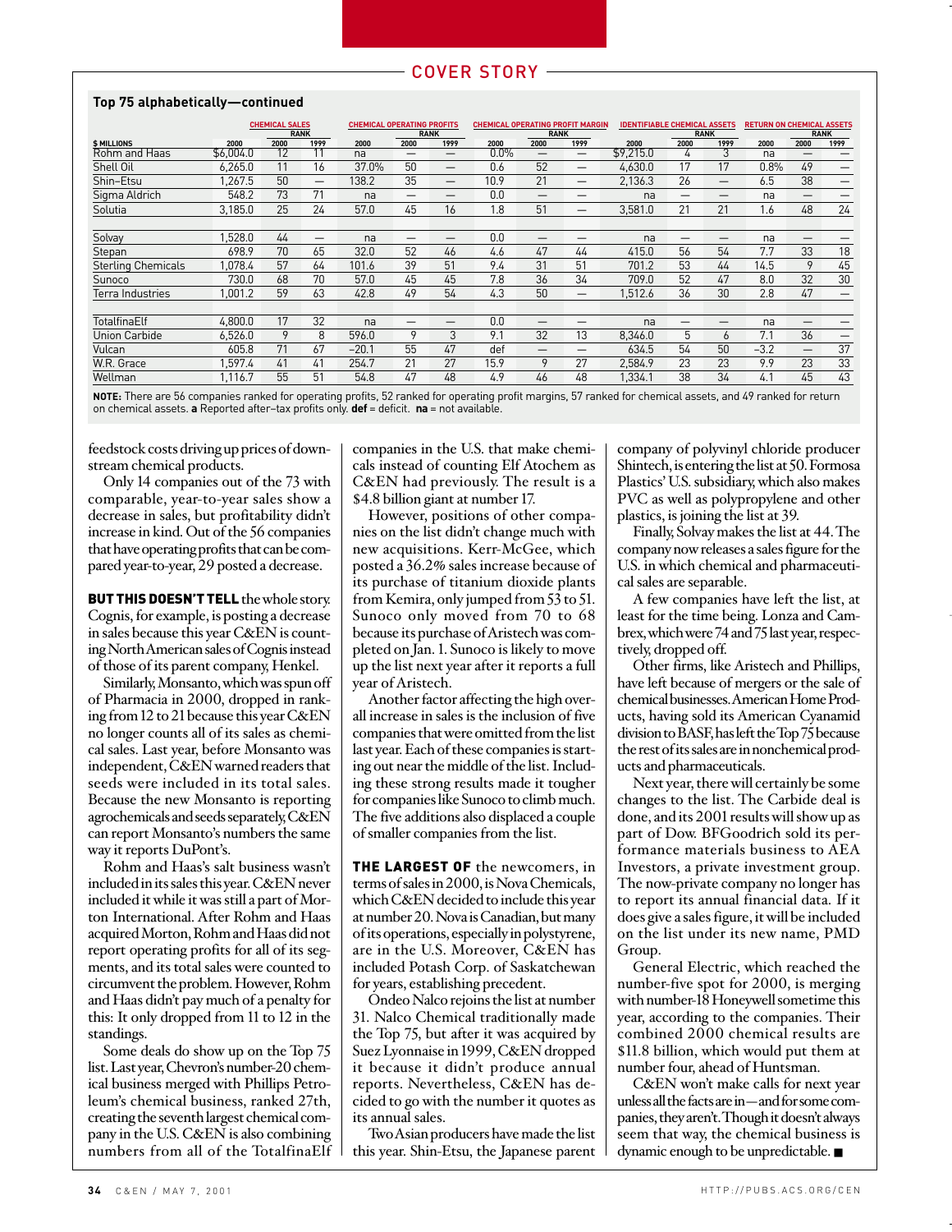## Top 75 alphabetically—continued

| $ MILLIONS | CHEMICAL SALES 2000 | RANK 2000 | RANK 1999 | CHEMICAL OPERATING PROFITS 2000 | RANK 2000 | RANK 1999 | CHEMICAL OPERATING PROFIT MARGIN 2000 | RANK 2000 | RANK 1999 | IDENTIFIABLE CHEMICAL ASSETS 2000 | RANK 2000 | RANK 1999 | RETURN ON CHEMICAL ASSETS 2000 | RANK 2000 | RANK 1999 |
|---|---|---|---|---|---|---|---|---|---|---|---|---|---|---|---|
| Rohm and Haas | $6,004.0 | 12 | 11 | na | — | — | 0.0% | — | — | $9,215.0 | 4 | 3 | na | — | — |
| Shell Oil | 6,265.0 | 11 | 16 | 37.0% | 50 | — | 0.6 | 52 | — | 4,630.0 | 17 | 17 | 0.8% | 49 | — |
| Shin-Etsu | 1,267.5 | 50 | — | 138.2 | 35 | — | 10.9 | 21 | — | 2,136.3 | 26 | — | 6.5 | 38 | — |
| Sigma Aldrich | 548.2 | 73 | 71 | na | — | — | 0.0 | — | — | na | — | — | na | — | — |
| Solutia | 3,185.0 | 25 | 24 | 57.0 | 45 | 16 | 1.8 | 51 | — | 3,581.0 | 21 | 21 | 1.6 | 48 | 24 |
| Solvay | 1,528.0 | 44 | — | na | — | — | 0.0 | — | — | na | — | — | na | — | — |
| Stepan | 698.9 | 70 | 65 | 32.0 | 52 | 46 | 4.6 | 47 | 44 | 415.0 | 56 | 54 | 7.7 | 33 | 18 |
| Sterling Chemicals | 1,078.4 | 57 | 64 | 101.6 | 39 | 51 | 9.4 | 31 | 51 | 701.2 | 53 | 44 | 14.5 | 9 | 45 |
| Sunoco | 730.0 | 68 | 70 | 57.0 | 45 | 45 | 7.8 | 36 | 34 | 709.0 | 52 | 47 | 8.0 | 32 | 30 |
| Terra Industries | 1,001.2 | 59 | 63 | 42.8 | 49 | 54 | 4.3 | 50 | — | 1,512.6 | 36 | 30 | 2.8 | 47 | — |
| TotalfinaElf | 4,800.0 | 17 | 32 | na | — | — | 0.0 | — | — | na | — | — | na | — | — |
| Union Carbide | 6,526.0 | 9 | 8 | 596.0 | 9 | 3 | 9.1 | 32 | 13 | 8,346.0 | 5 | 6 | 7.1 | 36 | — |
| Vulcan | 605.8 | 71 | 67 | −20.1 | 55 | 47 | def | — | — | 634.5 | 54 | 50 | −3.2 | — | 37 |
| W.R. Grace | 1,597.4 | 41 | 41 | 254.7 | 21 | 27 | 15.9 | 9 | 27 | 2,584.9 | 23 | 23 | 9.9 | 23 | 33 |
| Wellman | 1,116.7 | 55 | 51 | 54.8 | 47 | 48 | 4.9 | 46 | 48 | 1,334.1 | 38 | 34 | 4.1 | 45 | 43 |

**NOTE:** There are 56 companies ranked for operating profits, 52 ranked for counting operating profit margins, 57 ranked for chemical assets, and 49 ranked for return on chemical assets. **a** Reported after-tax profits only. **def** = deficit. **na** = not available.

feedstock costs driving up prices of downstream chemical products.

Only 14 companies out of the 73 with comparable, year-to-year sales show a decrease in sales, but profitability didn't increase in kind. Out of the 56 companies that have operating profits that can be compared year-to-year, 29 posted a decrease.

**BUT THIS DOESN'T TELL** the whole story. Cognis, for example, is posting a decrease in sales because this year C&EN is counting North American sales of Cognis instead of those of its parent company, Henkel.

Similarly, Monsanto, which was spun off of Pharmacia in 2000, dropped in ranking from 12 to 21 because this year C&EN no longer counts all of its sales as chemical sales. Last year, before Monsanto was independent, C&EN warned readers that seeds were included in its total sales. Because the new Monsanto is reporting agrochemicals and seeds separately, C&EN can report Monsanto's numbers the same way it reports DuPont's.

Rohm and Haas's salt business wasn't included in its sales this year. C&EN never included it while it was still a part of Morton International. After Rohm and Haas acquired Morton, Rohm and Haas did not report operating profits for all of its segments, and its total sales were counted to circumvent the problem. However, Rohm and Haas didn't pay much of a penalty for this: It only dropped from 11 to 12 in the standings.

Some deals do show up on the Top 75 list. Last year, Chevron's number-20 chemical business merged with Phillips Petroleum's chemical business, ranked 27th, creating the seventh largest chemical company in the U.S. C&EN is also combining numbers from all of the TotalfinaElf companies in the U.S. that make chemicals instead of counting Elf Atochem as C&EN had previously. The result is a $4.8 billion giant at number 17.

However, positions of other companies on the list didn't change much with new acquisitions. Kerr-McGee, which posted a 36.2% sales increase because of its purchase of titanium dioxide plants from Kemira, only jumped from 53 to 51. Sunoco only moved from 70 to 68 because its purchase of Aristech was completed on Jan. 1. Sunoco is likely to move up the list next year after it reports a full year of Aristech.

Another factor affecting the high overall increase in sales is the inclusion of five companies that were omitted from the list last year. Each of these companies is starting out near the middle of the list. Including these strong results made it tougher for companies like Sunoco to climb much. The five additions also displaced a couple of smaller companies from the list.

**THE LARGEST OF** the newcomers, in terms of sales in 2000, is Nova Chemicals, which C&EN decided to include this year at number 20. Nova is Canadian, but many of its operations, especially in polystyrene, are in the U.S. Moreover, C&EN has included Potash Corp. of Saskatchewan for years, establishing precedent.

Ondeo Nalco rejoins the list at number 31. Nalco Chemical traditionally made the Top 75, but after it was acquired by Suez Lyonnaise in 1999, C&EN dropped it because it didn't produce annual reports. Nevertheless, C&EN has decided to go with the number it quotes as its annual sales.

Two Asian producers have made the list this year. Shin-Etsu, the Japanese parent company of polyvinyl chloride producer Shintech, is entering the list at 50. Formosa Plastics' U.S. subsidiary, which also makes PVC as well as polypropylene and other plastics, is joining the list at 39.

Finally, Solvay makes the list at 44. The company now releases a sales figure for the U.S. in which chemical and pharmaceutical sales are separable.

A few companies have left the list, at least for the time being. Lonza and Cambrex, which were 74 and 75 last year, respectively, dropped off.

Other firms, like Aristech and Phillips, have left because of mergers or the sale of chemical businesses. American Home Products, having sold its American Cyanamid division to BASF, has left the Top 75 because the rest of its sales are in nonchemical products and pharmaceuticals.

Next year, there will certainly be some changes to the list. The Carbide deal is done, and its 2001 results will show up as part of Dow. BFGoodrich sold its performance materials business to AEA Investors, a private investment group. The now-private company no longer has to report its annual financial data. If it does give a sales figure, it will be included on the list under its new name, PMD Group.

General Electric, which reached the number-five spot for 2000, is merging with number-18 Honeywell sometime this year, according to the companies. Their combined 2000 chemical results are $11.8 billion, which would put them at number four, ahead of Huntsman.

C&EN won't make calls for next year unless all the facts are in—and for some companies, they aren't. Though it doesn't always seem that way, the chemical business is dynamic enough to be unpredictable. ■